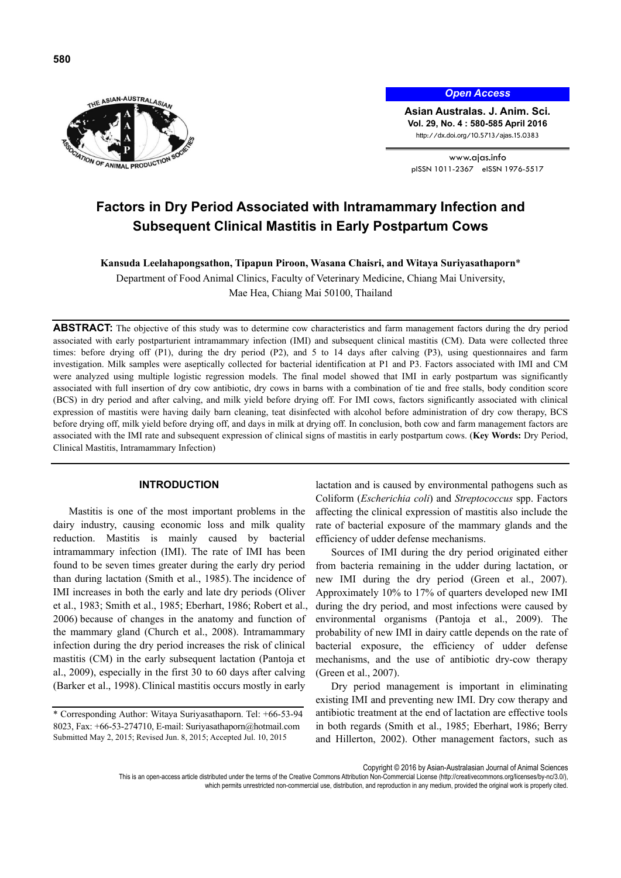# Factors in Dry Period Associated with Intramammary Infection and Subsequent Clinical Mastitis in Early Postpartum Cows

**Kansuda Leelahapongsathon, Tipapun Piroon, Wasana Chaisri, and Witaya Suriyasathaporn***

Department of Food Animal Clinics, Faculty of Veterinary Medicine, Chiang Mai University, Mae Hea, Chiang Mai 50100, Thailand

**ABSTRACT:** The objective of this study was to determine cow characteristics and farm management factors during the dry period associated with early postparturient intramammary infection (IMI) and subsequent clinical mastitis (CM). Data were collected three times: before drying off (P1), during the dry period (P2), and 5 to 14 days after calving (P3), using questionnaires and farm investigation. Milk samples were aseptically collected for bacterial identification at P1 and P3. Factors associated with IMI and CM were analyzed using multiple logistic regression models. The final model showed that IMI in early postpartum was significantly associated with full insertion of dry cow antibiotic, dry cows in barns with a combination of tie and free stalls, body condition score (BCS) in dry period and after calving, and milk yield before drying off. For IMI cows, factors significantly associated with clinical expression of mastitis were having daily barn cleaning, teat disinfected with alcohol before administration of dry cow therapy, BCS before drying off, milk yield before drying off, and days in milk at drying off. In conclusion, both cow and farm management factors are associated with the IMI rate and subsequent expression of clinical signs of mastitis in early postpartum cows. (**Key Words:** Dry Period, Clinical Mastitis, Intramammary Infection)

## INTRODUCTION

Mastitis is one of the most important problems in the dairy industry, causing economic loss and milk quality reduction. Mastitis is mainly caused by bacterial intramammary infection (IMI). The rate of IMI has been found to be seven times greater during the early dry period than during lactation (Smith et al., 1985). The incidence of IMI increases in both the early and late dry periods (Oliver et al., 1983; Smith et al., 1985; Eberhart, 1986; Robert et al., 2006) because of changes in the anatomy and function of the mammary gland (Church et al., 2008). Intramammary infection during the dry period increases the risk of clinical mastitis (CM) in the subsequent lactation (Pantoja et al., 2009), especially in the first 30 to 60 days after calving (Barker et al., 1998). Clinical mastitis occurs mostly in early lactation and is caused by environmental pathogens such as Coliform (*Escherichia coli*) and *Streptococcus* spp. Factors affecting the clinical expression of mastitis also include the rate of bacterial exposure of the mammary glands and the efficiency of udder defense mechanisms.

Sources of IMI during the dry period originated either from bacteria remaining in the udder during lactation, or new IMI during the dry period (Green et al., 2007). Approximately 10% to 17% of quarters developed new IMI during the dry period, and most infections were caused by environmental organisms (Pantoja et al., 2009). The probability of new IMI in dairy cattle depends on the rate of bacterial exposure, the efficiency of udder defense mechanisms, and the use of antibiotic dry-cow therapy (Green et al., 2007).

Dry period management is important in eliminating existing IMI and preventing new IMI. Dry cow therapy and antibiotic treatment at the end of lactation are effective tools in both regards (Smith et al., 1985; Eberhart, 1986; Berry and Hillerton, 2002). Other management factors, such as

\* Corresponding Author: Witaya Suriyasathaporn. Tel: +66-53-94 8023, Fax: +66-53-274710, E-mail: Suriyasathaporn@hotmail.com
Submitted May 2, 2015; Revised Jun. 8, 2015; Accepted Jul. 10, 2015

Copyright © 2016 by Asian-Australasian Journal of Animal Sciences
This is an open-access article distributed under the terms of the Creative Commons Attribution Non-Commercial License (http://creativecommons.org/licenses/by-nc/3.0/), which permits unrestricted non-commercial use, distribution, and reproduction in any medium, provided the original work is properly cited.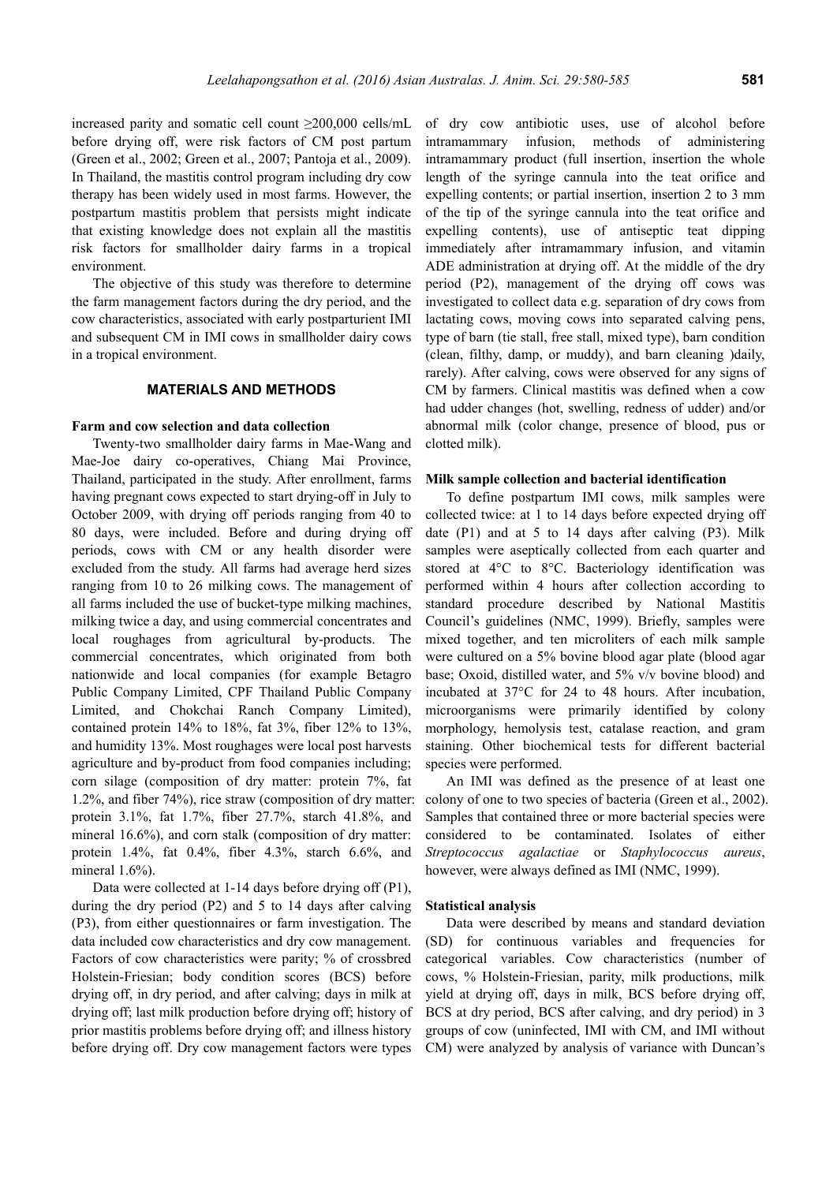increased parity and somatic cell count ≥200,000 cells/mL before drying off, were risk factors of CM post partum (Green et al., 2002; Green et al., 2007; Pantoja et al., 2009). In Thailand, the mastitis control program including dry cow therapy has been widely used in most farms. However, the postpartum mastitis problem that persists might indicate that existing knowledge does not explain all the mastitis risk factors for smallholder dairy farms in a tropical environment.

The objective of this study was therefore to determine the farm management factors during the dry period, and the cow characteristics, associated with early postparturient IMI and subsequent CM in IMI cows in smallholder dairy cows in a tropical environment.

## MATERIALS AND METHODS

### Farm and cow selection and data collection

Twenty-two smallholder dairy farms in Mae-Wang and Mae-Joe dairy co-operatives, Chiang Mai Province, Thailand, participated in the study. After enrollment, farms having pregnant cows expected to start drying-off in July to October 2009, with drying off periods ranging from 40 to 80 days, were included. Before and during drying off periods, cows with CM or any health disorder were excluded from the study. All farms had average herd sizes ranging from 10 to 26 milking cows. The management of all farms included the use of bucket-type milking machines, milking twice a day, and using commercial concentrates and local roughages from agricultural by-products. The commercial concentrates, which originated from both nationwide and local companies (for example Betagro Public Company Limited, CPF Thailand Public Company Limited, and Chokchai Ranch Company Limited), contained protein 14% to 18%, fat 3%, fiber 12% to 13%, and humidity 13%. Most roughages were local post harvests agriculture and by-product from food companies including; corn silage (composition of dry matter: protein 7%, fat 1.2%, and fiber 74%), rice straw (composition of dry matter: protein 3.1%, fat 1.7%, fiber 27.7%, starch 41.8%, and mineral 16.6%), and corn stalk (composition of dry matter: protein 1.4%, fat 0.4%, fiber 4.3%, starch 6.6%, and mineral 1.6%).

Data were collected at 1-14 days before drying off (P1), during the dry period (P2) and 5 to 14 days after calving (P3), from either questionnaires or farm investigation. The data included cow characteristics and dry cow management. Factors of cow characteristics were parity; % of crossbred Holstein-Friesian; body condition scores (BCS) before drying off, in dry period, and after calving; days in milk at drying off; last milk production before drying off; history of prior mastitis problems before drying off; and illness history before drying off. Dry cow management factors were types of dry cow antibiotic uses, use of alcohol before intramammary infusion, methods of administering intramammary product (full insertion, insertion the whole length of the syringe cannula into the teat orifice and expelling contents; or partial insertion, insertion 2 to 3 mm of the tip of the syringe cannula into the teat orifice and expelling contents), use of antiseptic teat dipping immediately after intramammary infusion, and vitamin ADE administration at drying off. At the middle of the dry period (P2), management of the drying off cows was investigated to collect data e.g. separation of dry cows from lactating cows, moving cows into separated calving pens, type of barn (tie stall, free stall, mixed type), barn condition (clean, filthy, damp, or muddy), and barn cleaning )daily, rarely). After calving, cows were observed for any signs of CM by farmers. Clinical mastitis was defined when a cow had udder changes (hot, swelling, redness of udder) and/or abnormal milk (color change, presence of blood, pus or clotted milk).

### Milk sample collection and bacterial identification

To define postpartum IMI cows, milk samples were collected twice: at 1 to 14 days before expected drying off date (P1) and at 5 to 14 days after calving (P3). Milk samples were aseptically collected from each quarter and stored at 4°C to 8°C. Bacteriology identification was performed within 4 hours after collection according to standard procedure described by National Mastitis Council's guidelines (NMC, 1999). Briefly, samples were mixed together, and ten microliters of each milk sample were cultured on a 5% bovine blood agar plate (blood agar base; Oxoid, distilled water, and 5% v/v bovine blood) and incubated at 37°C for 24 to 48 hours. After incubation, microorganisms were primarily identified by colony morphology, hemolysis test, catalase reaction, and gram staining. Other biochemical tests for different bacterial species were performed.

An IMI was defined as the presence of at least one colony of one to two species of bacteria (Green et al., 2002). Samples that contained three or more bacterial species were considered to be contaminated. Isolates of either *Streptococcus agalactiae* or *Staphylococcus aureus*, however, were always defined as IMI (NMC, 1999).

### Statistical analysis

Data were described by means and standard deviation (SD) for continuous variables and frequencies for categorical variables. Cow characteristics (number of cows, % Holstein-Friesian, parity, milk productions, milk yield at drying off, days in milk, BCS before drying off, BCS at dry period, BCS after calving, and dry period) in 3 groups of cow (uninfected, IMI with CM, and IMI without CM) were analyzed by analysis of variance with Duncan's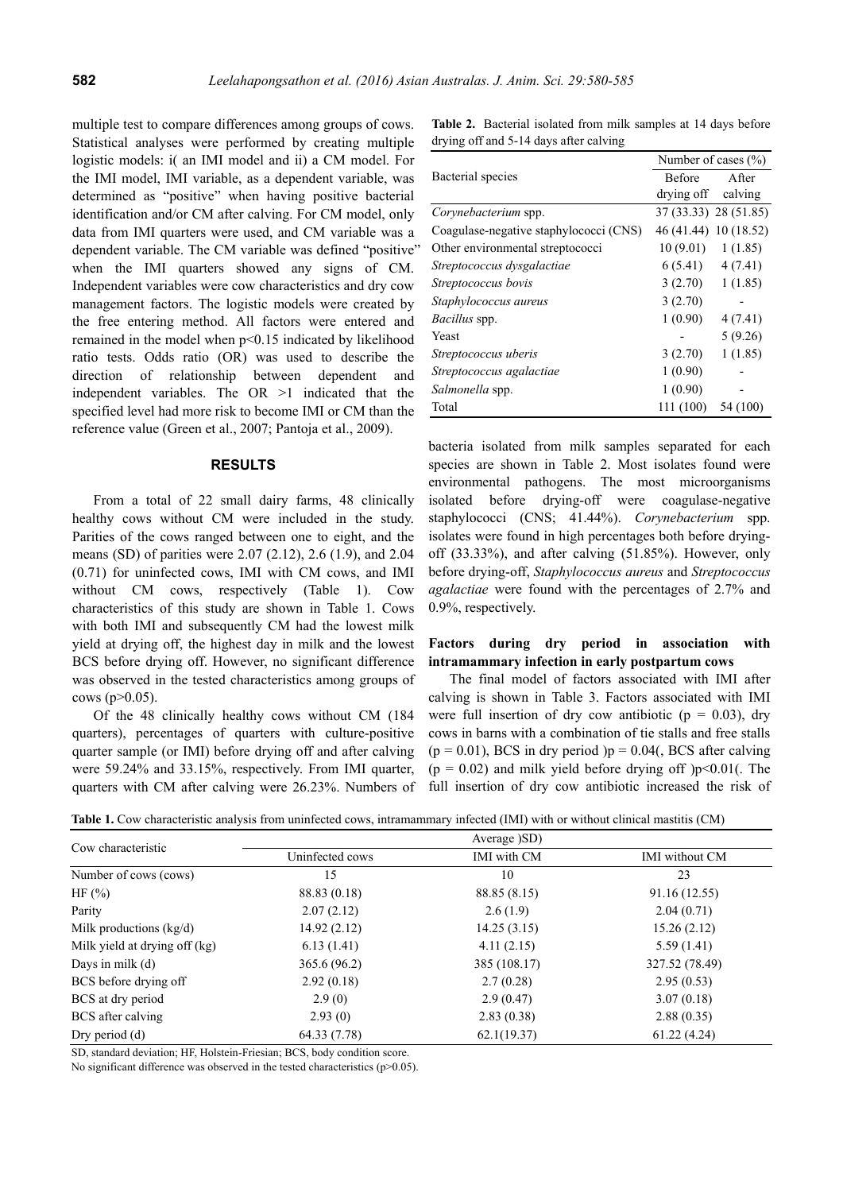multiple test to compare differences among groups of cows. Statistical analyses were performed by creating multiple logistic models: i( an IMI model and ii) a CM model. For the IMI model, IMI variable, as a dependent variable, was determined as "positive" when having positive bacterial identification and/or CM after calving. For CM model, only data from IMI quarters were used, and CM variable was a dependent variable. The CM variable was defined "positive" when the IMI quarters showed any signs of CM. Independent variables were cow characteristics and dry cow management factors. The logistic models were created by the free entering method. All factors were entered and remained in the model when $p<0.15$ indicated by likelihood ratio tests. Odds ratio (OR) was used to describe the direction of relationship between dependent and independent variables. The OR >1 indicated that the specified level had more risk to become IMI or CM than the reference value (Green et al., 2007; Pantoja et al., 2009).

## RESULTS

From a total of 22 small dairy farms, 48 clinically healthy cows without CM were included in the study. Parities of the cows ranged between one to eight, and the means (SD) of parities were 2.07 (2.12), 2.6 (1.9), and 2.04 (0.71) for uninfected cows, IMI with CM cows, and IMI without CM cows, respectively (Table 1). Cow characteristics of this study are shown in Table 1. Cows with both IMI and subsequently CM had the lowest milk yield at drying off, the highest day in milk and the lowest BCS before drying off. However, no significant difference was observed in the tested characteristics among groups of cows ($p>0.05$).

Of the 48 clinically healthy cows without CM (184 quarters), percentages of quarters with culture-positive quarter sample (or IMI) before drying off and after calving were 59.24% and 33.15%, respectively. From IMI quarter, quarters with CM after calving were 26.23%. Numbers of bacteria isolated from milk samples separated for each species are shown in Table 2. Most isolates found were environmental pathogens. The most microorganisms isolated before drying-off were coagulase-negative staphylococci (CNS; 41.44%). *Corynebacterium* spp. isolates were found in high percentages both before drying-off (33.33%), and after calving (51.85%). However, only before drying-off, *Staphylococcus aureus* and *Streptococcus agalactiae* were found with the percentages of 2.7% and 0.9%, respectively.

**Table 2.** Bacterial isolated from milk samples at 14 days before drying off and 5-14 days after calving

| Bacterial species | Number of cases (%) | |
|---|---|---|
| | Before drying off | After calving |
| *Corynebacterium* spp. | 37 (33.33) | 28 (51.85) |
| Coagulase-negative staphylococci (CNS) | 46 (41.44) | 10 (18.52) |
| Other environmental streptococci | 10 (9.01) | 1 (1.85) |
| *Streptococcus dysgalactiae* | 6 (5.41) | 4 (7.41) |
| *Streptococcus bovis* | 3 (2.70) | 1 (1.85) |
| *Staphylococcus aureus* | 3 (2.70) | - |
| *Bacillus* spp. | 1 (0.90) | 4 (7.41) |
| Yeast | - | 5 (9.26) |
| *Streptococcus uberis* | 3 (2.70) | 1 (1.85) |
| *Streptococcus agalactiae* | 1 (0.90) | - |
| *Salmonella* spp. | 1 (0.90) | - |
| Total | 111 (100) | 54 (100) |

### Factors during dry period in association with intramammary infection in early postpartum cows

The final model of factors associated with IMI after calving is shown in Table 3. Factors associated with IMI were full insertion of dry cow antibiotic ($p = 0.03$), dry cows in barns with a combination of tie stalls and free stalls ($p = 0.01$), BCS in dry period )$p = 0.04$(, BCS after calving ($p = 0.02$) and milk yield before drying off )$p<0.01$(. The full insertion of dry cow antibiotic increased the risk of

**Table 1.** Cow characteristic analysis from uninfected cows, intramammary infected (IMI) with or without clinical mastitis (CM)

| Cow characteristic | Average )SD) | | |
|---|---|---|---|
| | Uninfected cows | IMI with CM | IMI without CM |
| Number of cows (cows) | 15 | 10 | 23 |
| HF (%) | 88.83 (0.18) | 88.85 (8.15) | 91.16 (12.55) |
| Parity | 2.07 (2.12) | 2.6 (1.9) | 2.04 (0.71) |
| Milk productions (kg/d) | 14.92 (2.12) | 14.25 (3.15) | 15.26 (2.12) |
| Milk yield at drying off (kg) | 6.13 (1.41) | 4.11 (2.15) | 5.59 (1.41) |
| Days in milk (d) | 365.6 (96.2) | 385 (108.17) | 327.52 (78.49) |
| BCS before drying off | 2.92 (0.18) | 2.7 (0.28) | 2.95 (0.53) |
| BCS at dry period | 2.9 (0) | 2.9 (0.47) | 3.07 (0.18) |
| BCS after calving | 2.93 (0) | 2.83 (0.38) | 2.88 (0.35) |
| Dry period (d) | 64.33 (7.78) | 62.1(19.37) | 61.22 (4.24) |

SD, standard deviation; HF, Holstein-Friesian; BCS, body condition score.

No significant difference was observed in the tested characteristics ($p>0.05$).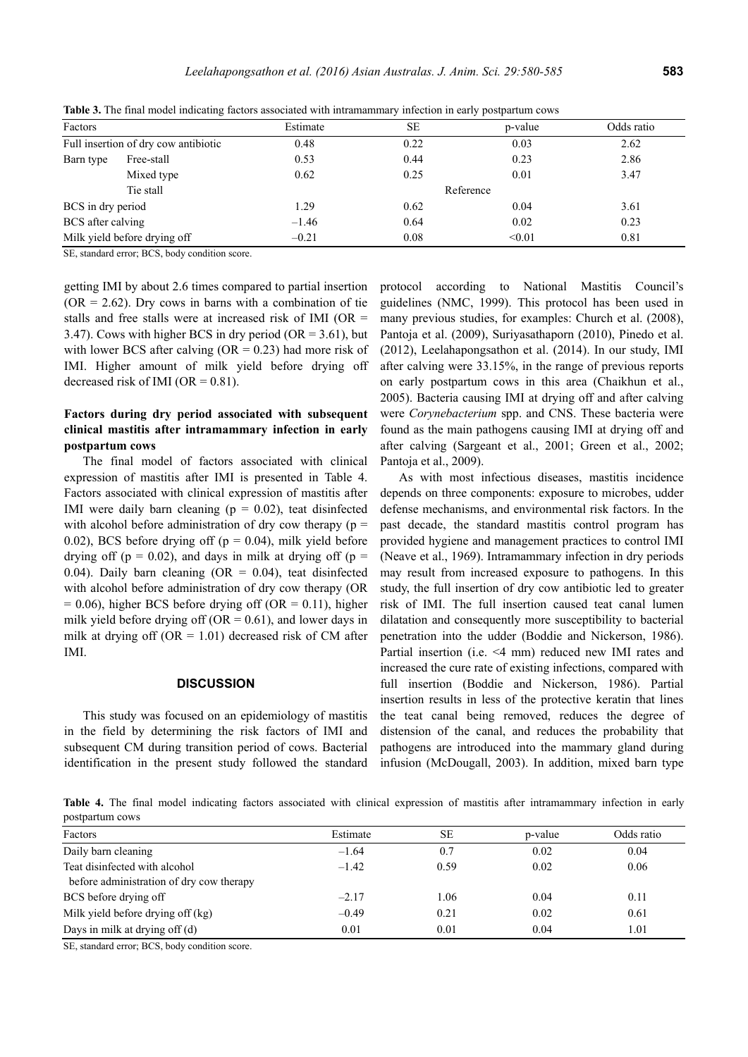**Table 3.** The final model indicating factors associated with intramammary infection in early postpartum cows

| Factors | | Estimate | SE | p-value | Odds ratio |
|---|---|---|---|---|---|
| Full insertion of dry cow antibiotic | | 0.48 | 0.22 | 0.03 | 2.62 |
| Barn type | Free-stall | 0.53 | 0.44 | 0.23 | 2.86 |
| | Mixed type | 0.62 | 0.25 | 0.01 | 3.47 |
| | Tie stall | | | Reference | |
| BCS in dry period | | 1.29 | 0.62 | 0.04 | 3.61 |
| BCS after calving | | –1.46 | 0.64 | 0.02 | 0.23 |
| Milk yield before drying off | | –0.21 | 0.08 | <0.01 | 0.81 |

SE, standard error; BCS, body condition score.

getting IMI by about 2.6 times compared to partial insertion (OR = 2.62). Dry cows in barns with a combination of tie stalls and free stalls were at increased risk of IMI (OR = 3.47). Cows with higher BCS in dry period (OR = 3.61), but with lower BCS after calving (OR = 0.23) had more risk of IMI. Higher amount of milk yield before drying off decreased risk of IMI (OR = 0.81).

### Factors during dry period associated with subsequent clinical mastitis after intramammary infection in early postpartum cows

The final model of factors associated with clinical expression of mastitis after IMI is presented in Table 4. Factors associated with clinical expression of mastitis after IMI were daily barn cleaning ($p = 0.02$), teat disinfected with alcohol before administration of dry cow therapy ($p = 0.02$), BCS before drying off ($p = 0.04$), milk yield before drying off ($p = 0.02$), and days in milk at drying off ($p = 0.04$). Daily barn cleaning (OR = 0.04), teat disinfected with alcohol before administration of dry cow therapy (OR = 0.06), higher BCS before drying off (OR = 0.11), higher milk yield before drying off (OR = 0.61), and lower days in milk at drying off (OR = 1.01) decreased risk of CM after IMI.

## DISCUSSION

This study was focused on an epidemiology of mastitis in the field by determining the risk factors of IMI and subsequent CM during transition period of cows. Bacterial identification in the present study followed the standard protocol according to National Mastitis Council's guidelines (NMC, 1999). This protocol has been used in many previous studies, for examples: Church et al. (2008), Pantoja et al. (2009), Suriyasathaporn (2010), Pinedo et al. (2012), Leelahapongsathon et al. (2014). In our study, IMI after calving were 33.15%, in the range of previous reports on early postpartum cows in this area (Chaikhun et al., 2005). Bacteria causing IMI at drying off and after calving were *Corynebacterium* spp. and CNS. These bacteria were found as the main pathogens causing IMI at drying off and after calving (Sargeant et al., 2001; Green et al., 2002; Pantoja et al., 2009).

As with most infectious diseases, mastitis incidence depends on three components: exposure to microbes, udder defense mechanisms, and environmental risk factors. In the past decade, the standard mastitis control program has provided hygiene and management practices to control IMI (Neave et al., 1969). Intramammary infection in dry periods may result from increased exposure to pathogens. In this study, the full insertion of dry cow antibiotic led to greater risk of IMI. The full insertion caused teat canal lumen dilatation and consequently more susceptibility to bacterial penetration into the udder (Boddie and Nickerson, 1986). Partial insertion (i.e. <4 mm) reduced new IMI rates and increased the cure rate of existing infections, compared with full insertion (Boddie and Nickerson, 1986). Partial insertion results in less of the protective keratin that lines the teat canal being removed, reduces the degree of distension of the canal, and reduces the probability that pathogens are introduced into the mammary gland during infusion (McDougall, 2003). In addition, mixed barn type

**Table 4.** The final model indicating factors associated with clinical expression of mastitis after intramammary infection in early postpartum cows

| Factors | Estimate | SE | p-value | Odds ratio |
|---|---|---|---|---|
| Daily barn cleaning | –1.64 | 0.7 | 0.02 | 0.04 |
| Teat disinfected with alcohol before administration of dry cow therapy | –1.42 | 0.59 | 0.02 | 0.06 |
| BCS before drying off | –2.17 | 1.06 | 0.04 | 0.11 |
| Milk yield before drying off (kg) | –0.49 | 0.21 | 0.02 | 0.61 |
| Days in milk at drying off (d) | 0.01 | 0.01 | 0.04 | 1.01 |

SE, standard error; BCS, body condition score.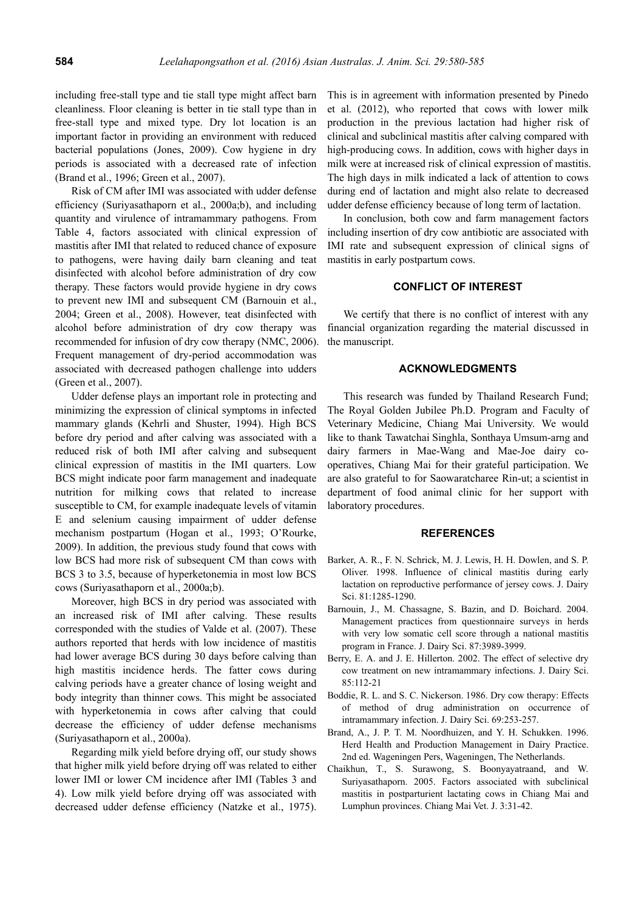including free-stall type and tie stall type might affect barn cleanliness. Floor cleaning is better in tie stall type than in free-stall type and mixed type. Dry lot location is an important factor in providing an environment with reduced bacterial populations (Jones, 2009). Cow hygiene in dry periods is associated with a decreased rate of infection (Brand et al., 1996; Green et al., 2007).

Risk of CM after IMI was associated with udder defense efficiency (Suriyasathaporn et al., 2000a;b), and including quantity and virulence of intramammary pathogens. From Table 4, factors associated with clinical expression of mastitis after IMI that related to reduced chance of exposure to pathogens, were having daily barn cleaning and teat disinfected with alcohol before administration of dry cow therapy. These factors would provide hygiene in dry cows to prevent new IMI and subsequent CM (Barnouin et al., 2004; Green et al., 2008). However, teat disinfected with alcohol before administration of dry cow therapy was recommended for infusion of dry cow therapy (NMC, 2006). Frequent management of dry-period accommodation was associated with decreased pathogen challenge into udders (Green et al., 2007).

Udder defense plays an important role in protecting and minimizing the expression of clinical symptoms in infected mammary glands (Kehrli and Shuster, 1994). High BCS before dry period and after calving was associated with a reduced risk of both IMI after calving and subsequent clinical expression of mastitis in the IMI quarters. Low BCS might indicate poor farm management and inadequate nutrition for milking cows that related to increase susceptible to CM, for example inadequate levels of vitamin E and selenium causing impairment of udder defense mechanism postpartum (Hogan et al., 1993; O'Rourke, 2009). In addition, the previous study found that cows with low BCS had more risk of subsequent CM than cows with BCS 3 to 3.5, because of hyperketonemia in most low BCS cows (Suriyasathaporn et al., 2000a;b).

Moreover, high BCS in dry period was associated with an increased risk of IMI after calving. These results corresponded with the studies of Valde et al. (2007). These authors reported that herds with low incidence of mastitis had lower average BCS during 30 days before calving than high mastitis incidence herds. The fatter cows during calving periods have a greater chance of losing weight and body integrity than thinner cows. This might be associated with hyperketonemia in cows after calving that could decrease the efficiency of udder defense mechanisms (Suriyasathaporn et al., 2000a).

Regarding milk yield before drying off, our study shows that higher milk yield before drying off was related to either lower IMI or lower CM incidence after IMI (Tables 3 and 4). Low milk yield before drying off was associated with decreased udder defense efficiency (Natzke et al., 1975). This is in agreement with information presented by Pinedo et al. (2012), who reported that cows with lower milk production in the previous lactation had higher risk of clinical and subclinical mastitis after calving compared with high-producing cows. In addition, cows with higher days in milk were at increased risk of clinical expression of mastitis. The high days in milk indicated a lack of attention to cows during end of lactation and might also relate to decreased udder defense efficiency because of long term of lactation.

In conclusion, both cow and farm management factors including insertion of dry cow antibiotic are associated with IMI rate and subsequent expression of clinical signs of mastitis in early postpartum cows.

## CONFLICT OF INTEREST

We certify that there is no conflict of interest with any financial organization regarding the material discussed in the manuscript.

## ACKNOWLEDGMENTS

This research was funded by Thailand Research Fund; The Royal Golden Jubilee Ph.D. Program and Faculty of Veterinary Medicine, Chiang Mai University. We would like to thank Tawatchai Singhla, Sonthaya Umsum-arng and dairy farmers in Mae-Wang and Mae-Joe dairy co-operatives, Chiang Mai for their grateful participation. We are also grateful to for Saowaratcharee Rin-ut; a scientist in department of food animal clinic for her support with laboratory procedures.

## REFERENCES

Barker, A. R., F. N. Schrick, M. J. Lewis, H. H. Dowlen, and S. P. Oliver. 1998. Influence of clinical mastitis during early lactation on reproductive performance of jersey cows. J. Dairy Sci. 81:1285-1290.

Barnouin, J., M. Chassagne, S. Bazin, and D. Boichard. 2004. Management practices from questionnaire surveys in herds with very low somatic cell score through a national mastitis program in France. J. Dairy Sci. 87:3989-3999.

Berry, E. A. and J. E. Hillerton. 2002. The effect of selective dry cow treatment on new intramammary infections. J. Dairy Sci. 85:112-21

Boddie, R. L. and S. C. Nickerson. 1986. Dry cow therapy: Effects of method of drug administration on occurrence of intramammary infection. J. Dairy Sci. 69:253-257.

Brand, A., J. P. T. M. Noordhuizen, and Y. H. Schukken. 1996. Herd Health and Production Management in Dairy Practice. 2nd ed. Wageningen Pers, Wageningen, The Netherlands.

Chaikhun, T., S. Surawong, S. Boonyayatraand, and W. Suriyasathaporn. 2005. Factors associated with subclinical mastitis in postparturient lactating cows in Chiang Mai and Lumphun provinces. Chiang Mai Vet. J. 3:31-42.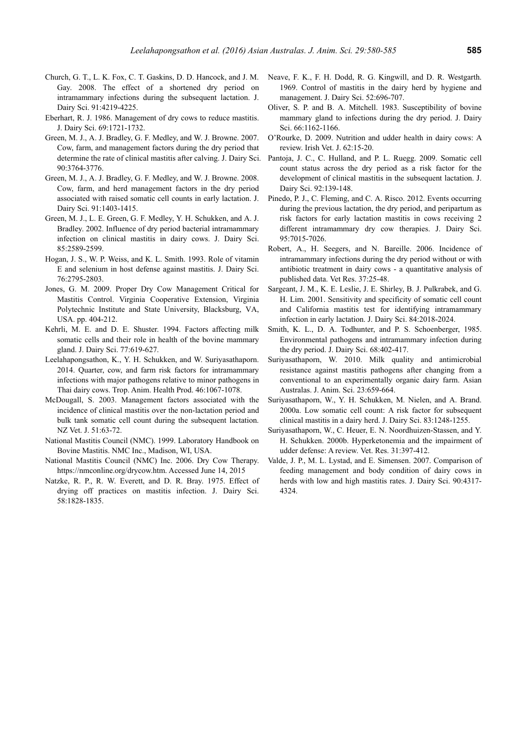Church, G. T., L. K. Fox, C. T. Gaskins, D. D. Hancock, and J. M. Gay. 2008. The effect of a shortened dry period on intramammary infections during the subsequent lactation. J. Dairy Sci. 91:4219-4225.

Eberhart, R. J. 1986. Management of dry cows to reduce mastitis. J. Dairy Sci. 69:1721-1732.

Green, M. J., A. J. Bradley, G. F. Medley, and W. J. Browne. 2007. Cow, farm, and management factors during the dry period that determine the rate of clinical mastitis after calving. J. Dairy Sci. 90:3764-3776.

Green, M. J., A. J. Bradley, G. F. Medley, and W. J. Browne. 2008. Cow, farm, and herd management factors in the dry period associated with raised somatic cell counts in early lactation. J. Dairy Sci. 91:1403-1415.

Green, M. J., L. E. Green, G. F. Medley, Y. H. Schukken, and A. J. Bradley. 2002. Influence of dry period bacterial intramammary infection on clinical mastitis in dairy cows. J. Dairy Sci. 85:2589-2599.

Hogan, J. S., W. P. Weiss, and K. L. Smith. 1993. Role of vitamin E and selenium in host defense against mastitis. J. Dairy Sci. 76:2795-2803.

Jones, G. M. 2009. Proper Dry Cow Management Critical for Mastitis Control. Virginia Cooperative Extension, Virginia Polytechnic Institute and State University, Blacksburg, VA, USA. pp. 404-212.

Kehrli, M. E. and D. E. Shuster. 1994. Factors affecting milk somatic cells and their role in health of the bovine mammary gland. J. Dairy Sci. 77:619-627.

Leelahapongsathon, K., Y. H. Schukken, and W. Suriyasathaporn. 2014. Quarter, cow, and farm risk factors for intramammary infections with major pathogens relative to minor pathogens in Thai dairy cows. Trop. Anim. Health Prod. 46:1067-1078.

McDougall, S. 2003. Management factors associated with the incidence of clinical mastitis over the non-lactation period and bulk tank somatic cell count during the subsequent lactation. NZ Vet. J. 51:63-72.

National Mastitis Council (NMC). 1999. Laboratory Handbook on Bovine Mastitis. NMC Inc., Madison, WI, USA.

National Mastitis Council (NMC) Inc. 2006. Dry Cow Therapy. https://nmconline.org/drycow.htm. Accessed June 14, 2015

Natzke, R. P., R. W. Everett, and D. R. Bray. 1975. Effect of drying off practices on mastitis infection. J. Dairy Sci. 58:1828-1835.

Neave, F. K., F. H. Dodd, R. G. Kingwill, and D. R. Westgarth. 1969. Control of mastitis in the dairy herd by hygiene and management. J. Dairy Sci. 52:696-707.

Oliver, S. P. and B. A. Mitchell. 1983. Susceptibility of bovine mammary gland to infections during the dry period. J. Dairy Sci. 66:1162-1166.

O'Rourke, D. 2009. Nutrition and udder health in dairy cows: A review. Irish Vet. J. 62:15-20.

Pantoja, J. C., C. Hulland, and P. L. Ruegg. 2009. Somatic cell count status across the dry period as a risk factor for the development of clinical mastitis in the subsequent lactation. J. Dairy Sci. 92:139-148.

Pinedo, P. J., C. Fleming, and C. A. Risco. 2012. Events occurring during the previous lactation, the dry period, and peripartum as risk factors for early lactation mastitis in cows receiving 2 different intramammary dry cow therapies. J. Dairy Sci. 95:7015-7026.

Robert, A., H. Seegers, and N. Bareille. 2006. Incidence of intramammary infections during the dry period without or with antibiotic treatment in dairy cows - a quantitative analysis of published data. Vet Res. 37:25-48.

Sargeant, J. M., K. E. Leslie, J. E. Shirley, B. J. Pulkrabek, and G. H. Lim. 2001. Sensitivity and specificity of somatic cell count and California mastitis test for identifying intramammary infection in early lactation. J. Dairy Sci. 84:2018-2024.

Smith, K. L., D. A. Todhunter, and P. S. Schoenberger, 1985. Environmental pathogens and intramammary infection during the dry period. J. Dairy Sci. 68:402-417.

Suriyasathaporn, W. 2010. Milk quality and antimicrobial resistance against mastitis pathogens after changing from a conventional to an experimentally organic dairy farm. Asian Australas. J. Anim. Sci. 23:659-664.

Suriyasathaporn, W., Y. H. Schukken, M. Nielen, and A. Brand. 2000a. Low somatic cell count: A risk factor for subsequent clinical mastitis in a dairy herd. J. Dairy Sci. 83:1248-1255.

Suriyasathaporn, W., C. Heuer, E. N. Noordhuizen-Stassen, and Y. H. Schukken. 2000b. Hyperketonemia and the impairment of udder defense: A review. Vet. Res. 31:397-412.

Valde, J. P., M. L. Lystad, and E. Simensen. 2007. Comparison of feeding management and body condition of dairy cows in herds with low and high mastitis rates. J. Dairy Sci. 90:4317-4324.